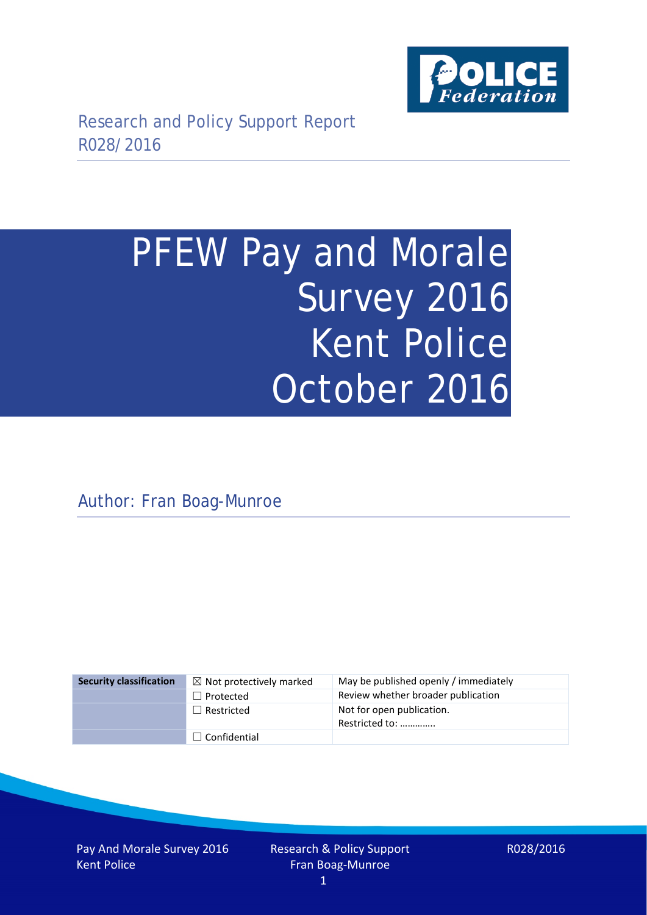Research and Policy Support Report
R028/2016

# PFEW Pay and Morale Survey 2016 Kent Police October 2016

Author: Fran Boag-Munroe

| Security classification | ☒ Not protectively marked | May be published openly / immediately |
|---|---|---|
| | ☐ Protected | Review whether broader publication |
| | ☐ Restricted | Not for open publication. Restricted to: ………….. |
| | ☐ Confidential | |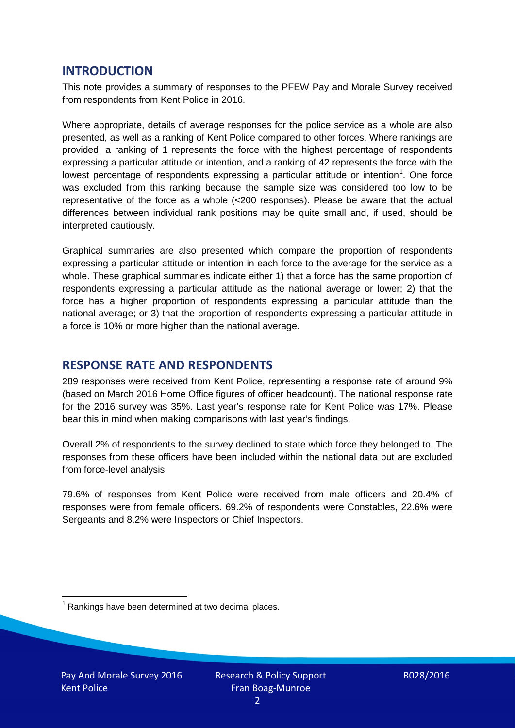## INTRODUCTION

This note provides a summary of responses to the PFEW Pay and Morale Survey received from respondents from Kent Police in 2016.

Where appropriate, details of average responses for the police service as a whole are also presented, as well as a ranking of Kent Police compared to other forces. Where rankings are provided, a ranking of 1 represents the force with the highest percentage of respondents expressing a particular attitude or intention, and a ranking of 42 represents the force with the lowest percentage of respondents expressing a particular attitude or intention[1]. One force was excluded from this ranking because the sample size was considered too low to be representative of the force as a whole (<200 responses). Please be aware that the actual differences between individual rank positions may be quite small and, if used, should be interpreted cautiously.

Graphical summaries are also presented which compare the proportion of respondents expressing a particular attitude or intention in each force to the average for the service as a whole. These graphical summaries indicate either 1) that a force has the same proportion of respondents expressing a particular attitude as the national average or lower; 2) that the force has a higher proportion of respondents expressing a particular attitude than the national average; or 3) that the proportion of respondents expressing a particular attitude in a force is 10% or more higher than the national average.

## RESPONSE RATE AND RESPONDENTS

289 responses were received from Kent Police, representing a response rate of around 9% (based on March 2016 Home Office figures of officer headcount). The national response rate for the 2016 survey was 35%. Last year's response rate for Kent Police was 17%. Please bear this in mind when making comparisons with last year's findings.

Overall 2% of respondents to the survey declined to state which force they belonged to. The responses from these officers have been included within the national data but are excluded from force-level analysis.

79.6% of responses from Kent Police were received from male officers and 20.4% of responses were from female officers. 69.2% of respondents were Constables, 22.6% were Sergeants and 8.2% were Inspectors or Chief Inspectors.

[1] Rankings have been determined at two decimal places.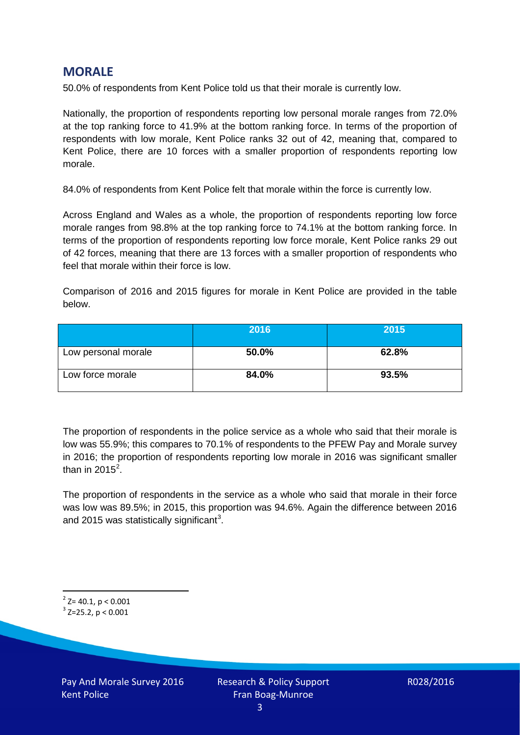## MORALE

50.0% of respondents from Kent Police told us that their morale is currently low.

Nationally, the proportion of respondents reporting low personal morale ranges from 72.0% at the top ranking force to 41.9% at the bottom ranking force. In terms of the proportion of respondents with low morale, Kent Police ranks 32 out of 42, meaning that, compared to Kent Police, there are 10 forces with a smaller proportion of respondents reporting low morale.

84.0% of respondents from Kent Police felt that morale within the force is currently low.

Across England and Wales as a whole, the proportion of respondents reporting low force morale ranges from 98.8% at the top ranking force to 74.1% at the bottom ranking force. In terms of the proportion of respondents reporting low force morale, Kent Police ranks 29 out of 42 forces, meaning that there are 13 forces with a smaller proportion of respondents who feel that morale within their force is low.

Comparison of 2016 and 2015 figures for morale in Kent Police are provided in the table below.

| | 2016 | 2015 |
|---|---|---|
| Low personal morale | **50.0%** | **62.8%** |
| Low force morale | **84.0%** | **93.5%** |

The proportion of respondents in the police service as a whole who said that their morale is low was 55.9%; this compares to 70.1% of respondents to the PFEW Pay and Morale survey in 2016; the proportion of respondents reporting low morale in 2016 was significant smaller than in 2015[2].

The proportion of respondents in the service as a whole who said that morale in their force was low was 89.5%; in 2015, this proportion was 94.6%. Again the difference between 2016 and 2015 was statistically significant[3].

[2] $Z= 40.1, p < 0.001$

[3] $Z=25.2, p < 0.001$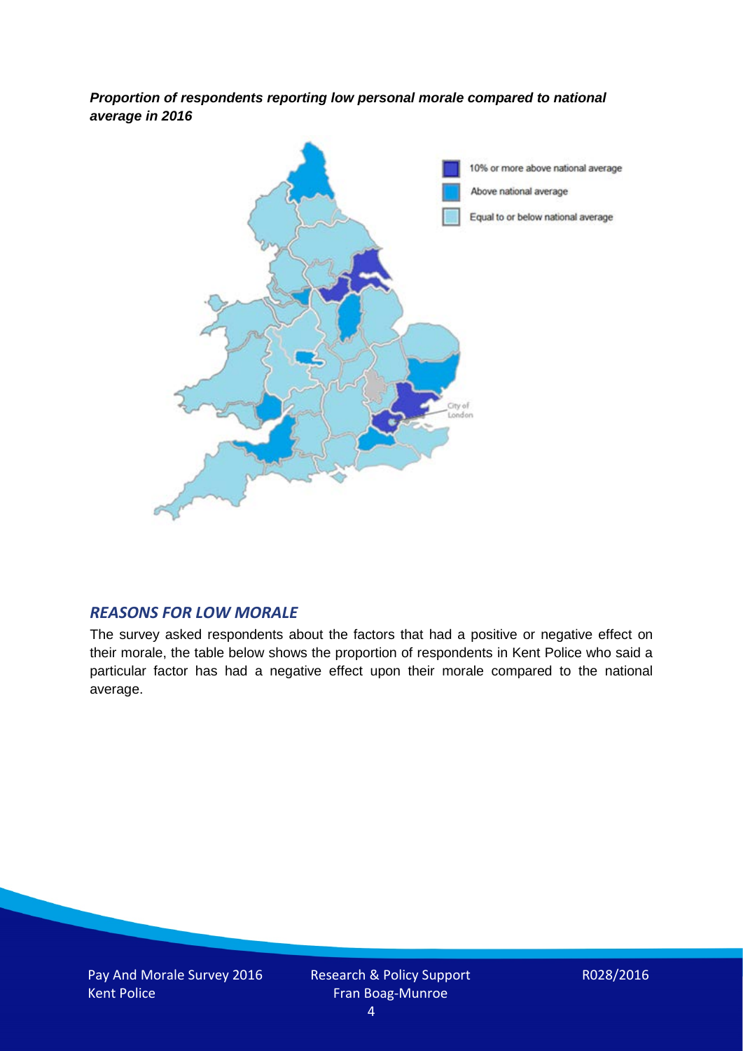***Proportion of respondents reporting low personal morale compared to national average in 2016***

## *REASONS FOR LOW MORALE*

The survey asked respondents about the factors that had a positive or negative effect on their morale, the table below shows the proportion of respondents in Kent Police who said a particular factor has had a negative effect upon their morale compared to the national average.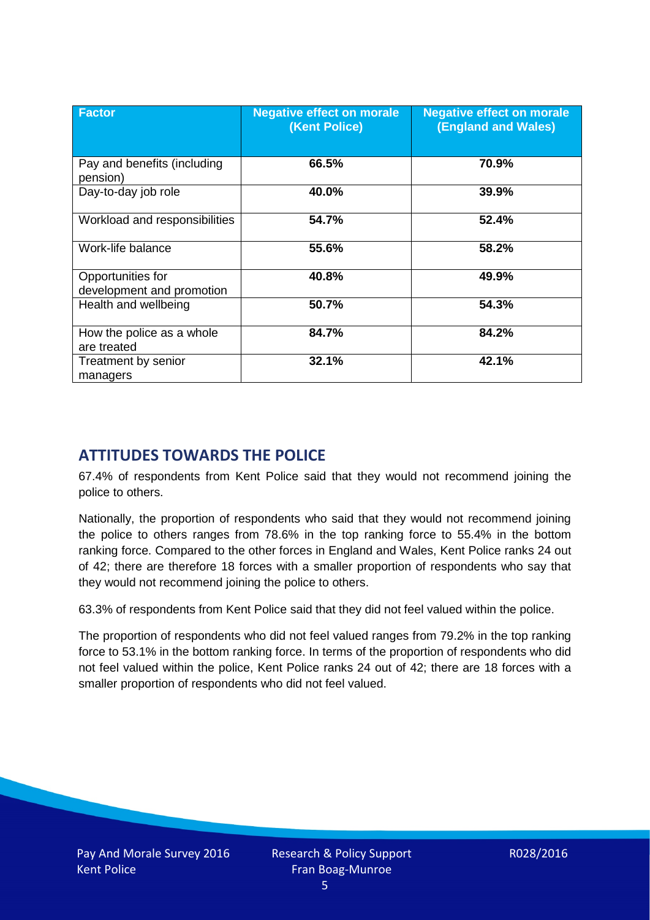| Factor | Negative effect on morale (Kent Police) | Negative effect on morale (England and Wales) |
|---|---|---|
| Pay and benefits (including pension) | **66.5%** | **70.9%** |
| Day-to-day job role | **40.0%** | **39.9%** |
| Workload and responsibilities | **54.7%** | **52.4%** |
| Work-life balance | **55.6%** | **58.2%** |
| Opportunities for development and promotion | **40.8%** | **49.9%** |
| Health and wellbeing | **50.7%** | **54.3%** |
| How the police as a whole are treated | **84.7%** | **84.2%** |
| Treatment by senior managers | **32.1%** | **42.1%** |

## ATTITUDES TOWARDS THE POLICE

67.4% of respondents from Kent Police said that they would not recommend joining the police to others.

Nationally, the proportion of respondents who said that they would not recommend joining the police to others ranges from 78.6% in the top ranking force to 55.4% in the bottom ranking force. Compared to the other forces in England and Wales, Kent Police ranks 24 out of 42; there are therefore 18 forces with a smaller proportion of respondents who say that they would not recommend joining the police to others.

63.3% of respondents from Kent Police said that they did not feel valued within the police.

The proportion of respondents who did not feel valued ranges from 79.2% in the top ranking force to 53.1% in the bottom ranking force. In terms of the proportion of respondents who did not feel valued within the police, Kent Police ranks 24 out of 42; there are 18 forces with a smaller proportion of respondents who did not feel valued.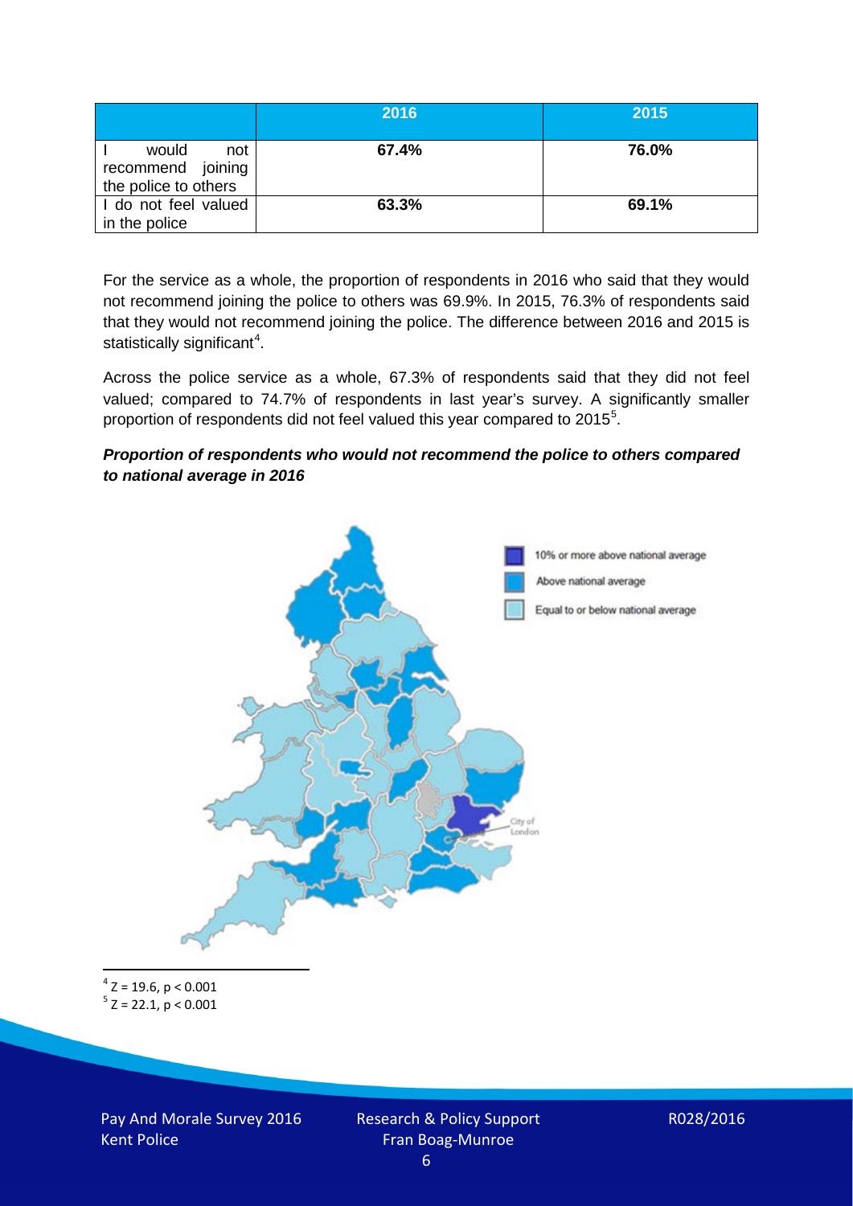| | 2016 | 2015 |
|---|---|---|
| I would not recommend joining the police to others | **67.4%** | **76.0%** |
| I do not feel valued in the police | **63.3%** | **69.1%** |

For the service as a whole, the proportion of respondents in 2016 who said that they would not recommend joining the police to others was 69.9%. In 2015, 76.3% of respondents said that they would not recommend joining the police. The difference between 2016 and 2015 is statistically significant[4].

Across the police service as a whole, 67.3% of respondents said that they did not feel valued; compared to 74.7% of respondents in last year's survey. A significantly smaller proportion of respondents did not feel valued this year compared to 2015[5].

***Proportion of respondents who would not recommend the police to others compared to national average in 2016***

10% or more above national average

Above national average

Equal to or below national average

City of London

[4] $Z = 19.6$, $p < 0.001$

[5] $Z = 22.1$, $p < 0.001$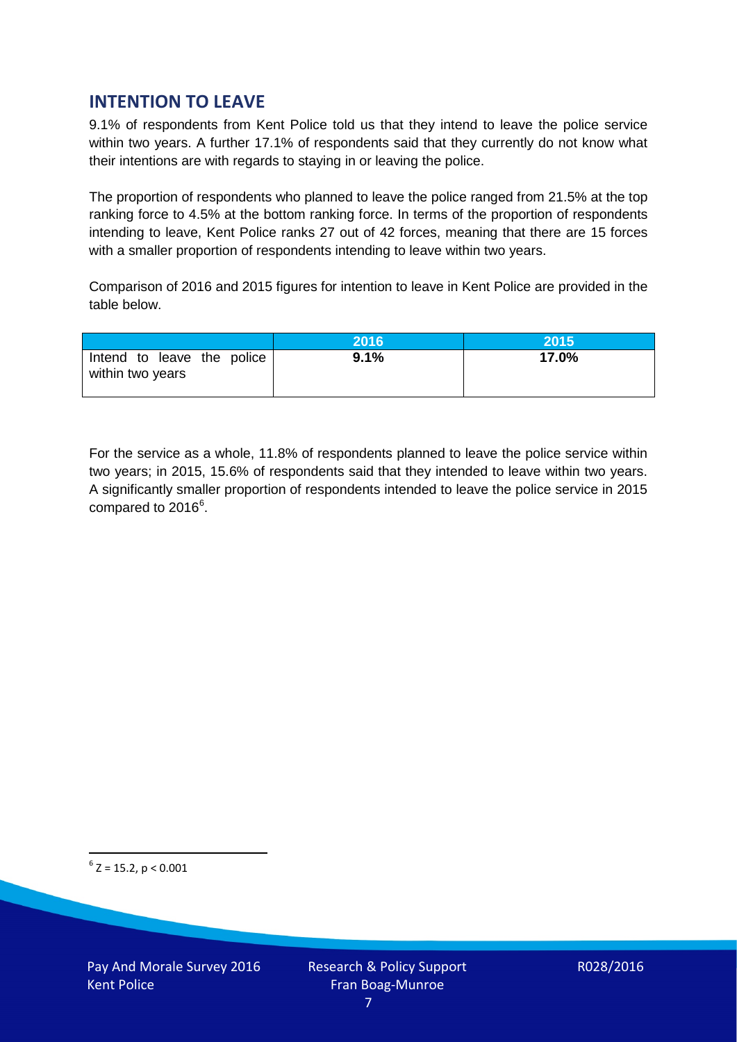## INTENTION TO LEAVE

9.1% of respondents from Kent Police told us that they intend to leave the police service within two years. A further 17.1% of respondents said that they currently do not know what their intentions are with regards to staying in or leaving the police.

The proportion of respondents who planned to leave the police ranged from 21.5% at the top ranking force to 4.5% at the bottom ranking force. In terms of the proportion of respondents intending to leave, Kent Police ranks 27 out of 42 forces, meaning that there are 15 forces with a smaller proportion of respondents intending to leave within two years.

Comparison of 2016 and 2015 figures for intention to leave in Kent Police are provided in the table below.

| | 2016 | 2015 |
|---|---|---|
| Intend to leave the police within two years | **9.1%** | **17.0%** |

For the service as a whole, 11.8% of respondents planned to leave the police service within two years; in 2015, 15.6% of respondents said that they intended to leave within two years. A significantly smaller proportion of respondents intended to leave the police service in 2015 compared to 2016[6].

[6] $Z = 15.2$, $p < 0.001$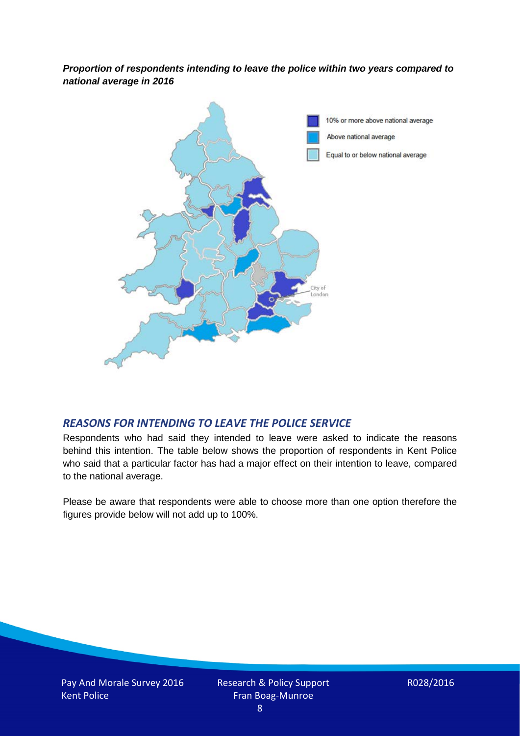***Proportion of respondents intending to leave the police within two years compared to national average in 2016***

10% or more above national average

Above national average

Equal to or below national average

City of London

## *REASONS FOR INTENDING TO LEAVE THE POLICE SERVICE*

Respondents who had said they intended to leave were asked to indicate the reasons behind this intention. The table below shows the proportion of respondents in Kent Police who said that a particular factor has had a major effect on their intention to leave, compared to the national average.

Please be aware that respondents were able to choose more than one option therefore the figures provide below will not add up to 100%.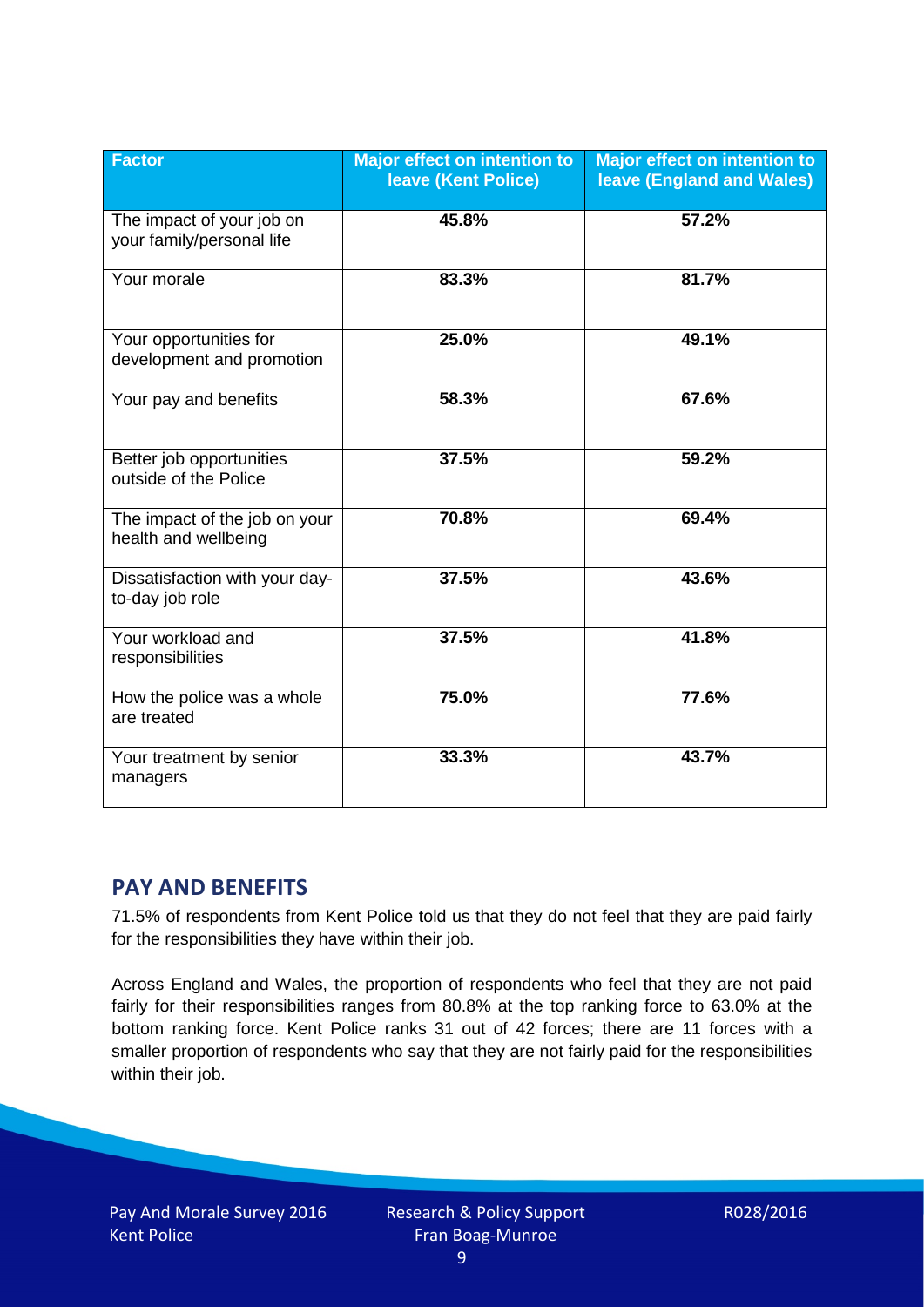| Factor | Major effect on intention to leave (Kent Police) | Major effect on intention to leave (England and Wales) |
|---|---|---|
| The impact of your job on your family/personal life | 45.8% | 57.2% |
| Your morale | 83.3% | 81.7% |
| Your opportunities for development and promotion | 25.0% | 49.1% |
| Your pay and benefits | 58.3% | 67.6% |
| Better job opportunities outside of the Police | 37.5% | 59.2% |
| The impact of the job on your health and wellbeing | 70.8% | 69.4% |
| Dissatisfaction with your day-to-day job role | 37.5% | 43.6% |
| Your workload and responsibilities | 37.5% | 41.8% |
| How the police was a whole are treated | 75.0% | 77.6% |
| Your treatment by senior managers | 33.3% | 43.7% |

## PAY AND BENEFITS

71.5% of respondents from Kent Police told us that they do not feel that they are paid fairly for the responsibilities they have within their job.

Across England and Wales, the proportion of respondents who feel that they are not paid fairly for their responsibilities ranges from 80.8% at the top ranking force to 63.0% at the bottom ranking force. Kent Police ranks 31 out of 42 forces; there are 11 forces with a smaller proportion of respondents who say that they are not fairly paid for the responsibilities within their job.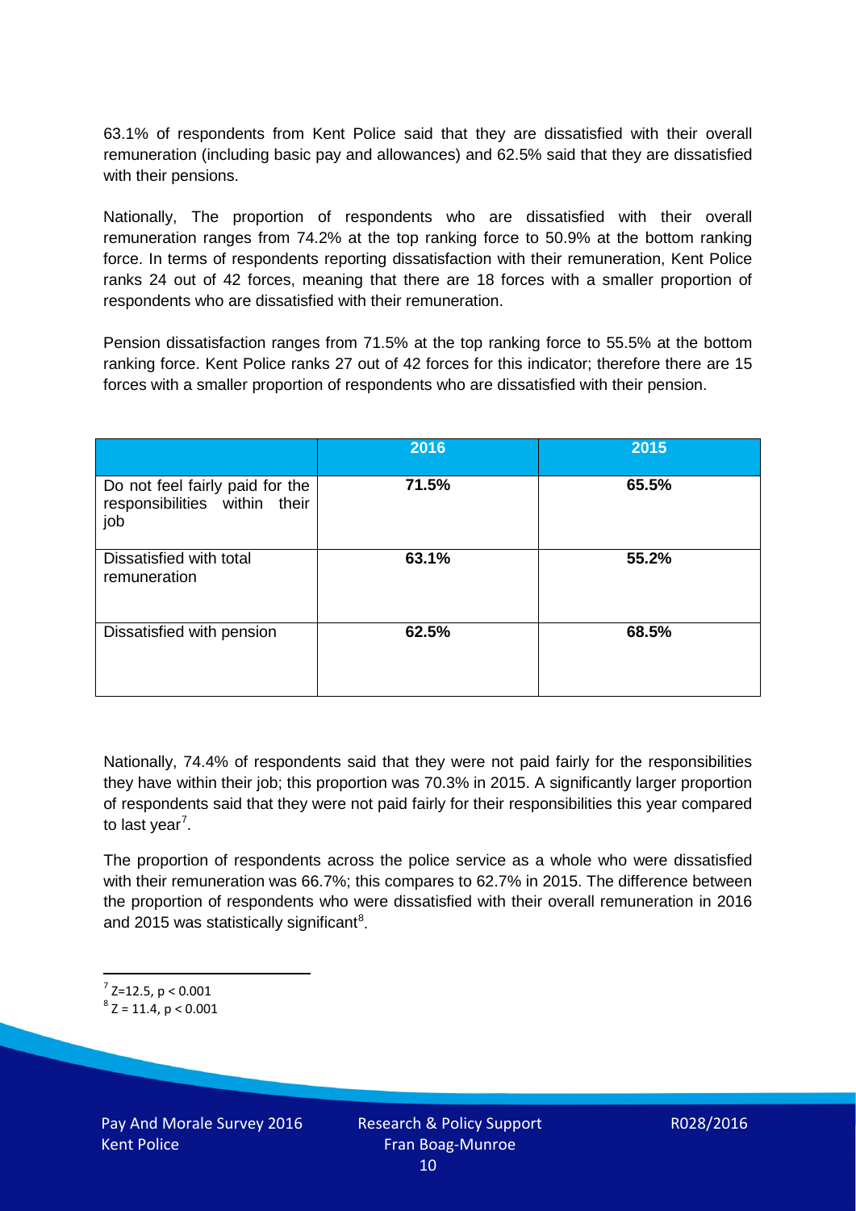63.1% of respondents from Kent Police said that they are dissatisfied with their overall remuneration (including basic pay and allowances) and 62.5% said that they are dissatisfied with their pensions.

Nationally, The proportion of respondents who are dissatisfied with their overall remuneration ranges from 74.2% at the top ranking force to 50.9% at the bottom ranking force. In terms of respondents reporting dissatisfaction with their remuneration, Kent Police ranks 24 out of 42 forces, meaning that there are 18 forces with a smaller proportion of respondents who are dissatisfied with their remuneration.

Pension dissatisfaction ranges from 71.5% at the top ranking force to 55.5% at the bottom ranking force. Kent Police ranks 27 out of 42 forces for this indicator; therefore there are 15 forces with a smaller proportion of respondents who are dissatisfied with their pension.

| | 2016 | 2015 |
|---|---|---|
| Do not feel fairly paid for the responsibilities within their job | **71.5%** | **65.5%** |
| Dissatisfied with total remuneration | **63.1%** | **55.2%** |
| Dissatisfied with pension | **62.5%** | **68.5%** |

Nationally, 74.4% of respondents said that they were not paid fairly for the responsibilities they have within their job; this proportion was 70.3% in 2015. A significantly larger proportion of respondents said that they were not paid fairly for their responsibilities this year compared to last year[7].

The proportion of respondents across the police service as a whole who were dissatisfied with their remuneration was 66.7%; this compares to 62.7% in 2015. The difference between the proportion of respondents who were dissatisfied with their overall remuneration in 2016 and 2015 was statistically significant[8].

[7] $Z=12.5$, $p < 0.001$

[8] $Z = 11.4$, $p < 0.001$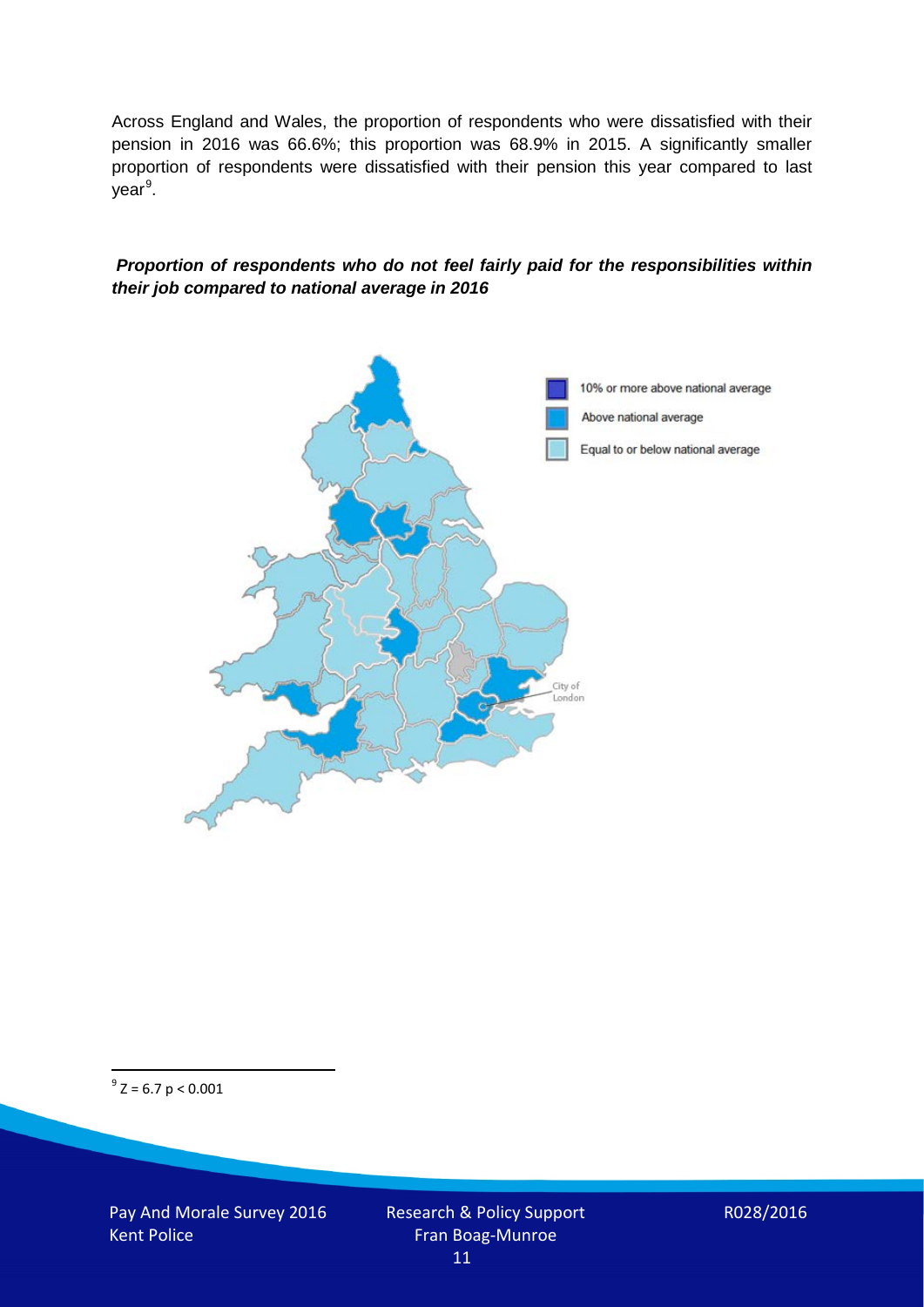Across England and Wales, the proportion of respondents who were dissatisfied with their pension in 2016 was 66.6%; this proportion was 68.9% in 2015. A significantly smaller proportion of respondents were dissatisfied with their pension this year compared to last year[9].

***Proportion of respondents who do not feel fairly paid for the responsibilities within their job compared to national average in 2016***

10% or more above national average

Above national average

Equal to or below national average

City of London

[9] $Z = 6.7$ $p < 0.001$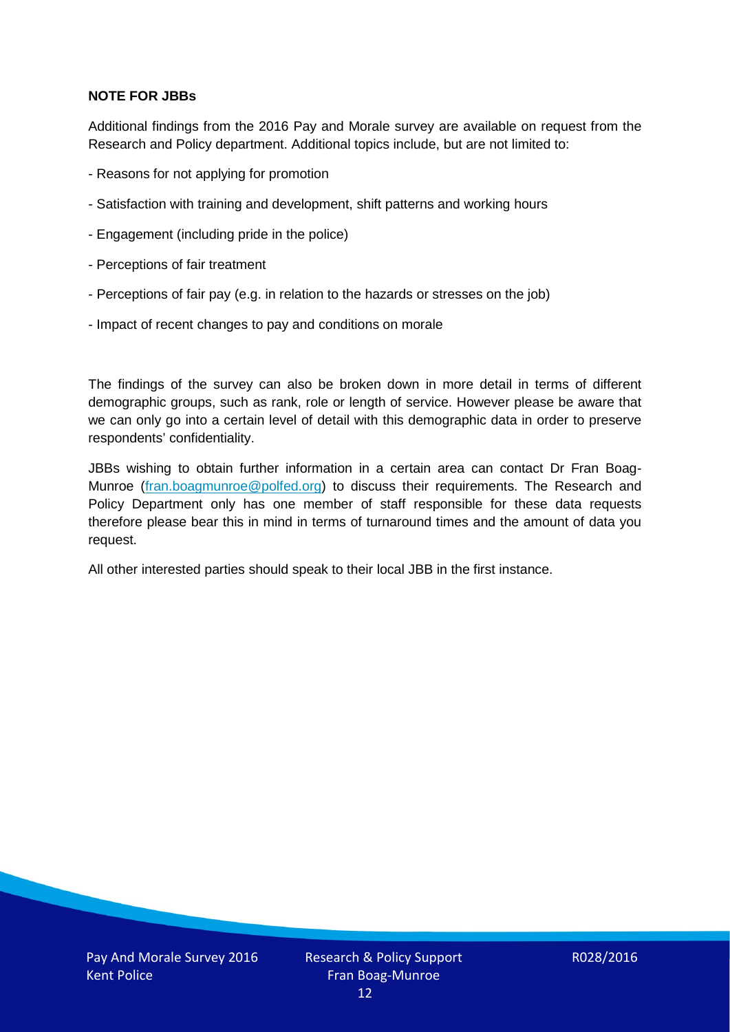**NOTE FOR JBBs**

Additional findings from the 2016 Pay and Morale survey are available on request from the Research and Policy department. Additional topics include, but are not limited to:

- Reasons for not applying for promotion
- Satisfaction with training and development, shift patterns and working hours
- Engagement (including pride in the police)
- Perceptions of fair treatment
- Perceptions of fair pay (e.g. in relation to the hazards or stresses on the job)
- Impact of recent changes to pay and conditions on morale

The findings of the survey can also be broken down in more detail in terms of different demographic groups, such as rank, role or length of service. However please be aware that we can only go into a certain level of detail with this demographic data in order to preserve respondents' confidentiality.

JBBs wishing to obtain further information in a certain area can contact Dr Fran Boag-Munroe (fran.boagmunroe@polfed.org) to discuss their requirements. The Research and Policy Department only has one member of staff responsible for these data requests therefore please bear this in mind in terms of turnaround times and the amount of data you request.

All other interested parties should speak to their local JBB in the first instance.